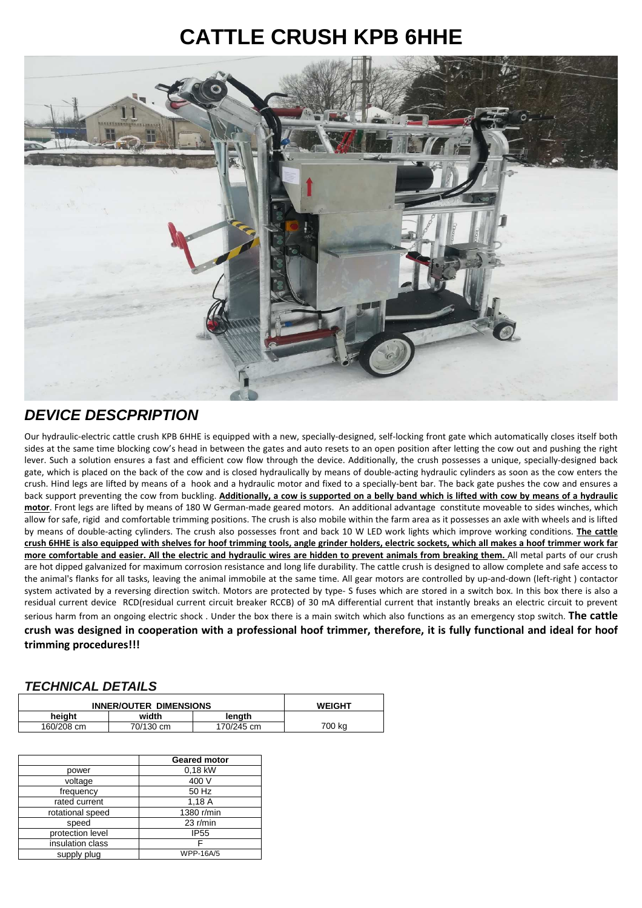# CATTLE CRUSH KPB 6HHE

## *DEVICE DESCPRIPTION*

Our hydraulic-electric cattle crush KPB 6HHE is equipped with a new, specially-designed, self-locking front gate which automatically closes itself both sides at the same time blocking cow's head in between the gates and auto resets to an open position after letting the cow out and pushing the right lever. Such a solution ensures a fast and efficient cow flow through the device. Additionally, the crush possesses a unique, specially-designed back gate, which is placed on the back of the cow and is closed hydraulically by means of double-acting hydraulic cylinders as soon as the cow enters the crush. Hind legs are lifted by means of a hook and a hydraulic motor and fixed to a specially-bent bar. The back gate pushes the cow and ensures a back support preventing the cow from buckling. **Additionally, a cow is supported on a belly band which is lifted with cow by means of a hydraulic motor**. Front legs are lifted by means of 180 W German-made geared motors. An additional advantage constitute moveable to sides winches, which allow for safe, rigid and comfortable trimming positions. The crush is also mobile within the farm area as it possesses an axle with wheels and is lifted by means of double-acting cylinders. The crush also possesses front and back 10 W LED work lights which improve working conditions. **The cattle crush 6HHE is also equipped with shelves for hoof trimming tools, angle grinder holders, electric sockets, which all makes a hoof trimmer work far more comfortable and easier. All the electric and hydraulic wires are hidden to prevent animals from breaking them.** All metal parts of our crush are hot dipped galvanized for maximum corrosion resistance and long life durability. The cattle crush is designed to allow complete and safe access to the animal's flanks for all tasks, leaving the animal immobile at the same time. All gear motors are controlled by up-and-down (left-right ) contactor system activated by a reversing direction switch. Motors are protected by type- S fuses which are stored in a switch box. In this box there is also a residual current device RCD(residual current circuit breaker RCCB) of 30 mA differential current that instantly breaks an electric circuit to prevent serious harm from an ongoing electric shock . Under the box there is a main switch which also functions as an emergency stop switch. **The cattle crush was designed in cooperation with a professional hoof trimmer, therefore, it is fully functional and ideal for hoof trimming procedures!!!**

## *TECHNICAL DETAILS*

| INNER/OUTER DIMENSIONS | | | WEIGHT |
|---|---|---|---|
| height | width | length | |
| 160/208 cm | 70/130 cm | 170/245 cm | 700 kg |

| | Geared motor |
|---|---|
| power | 0,18 kW |
| voltage | 400 V |
| frequency | 50 Hz |
| rated current | 1,18 A |
| rotational speed | 1380 r/min |
| speed | 23 r/min |
| protection level | IP55 |
| insulation class | F |
| supply plug | WPP-16A/5 |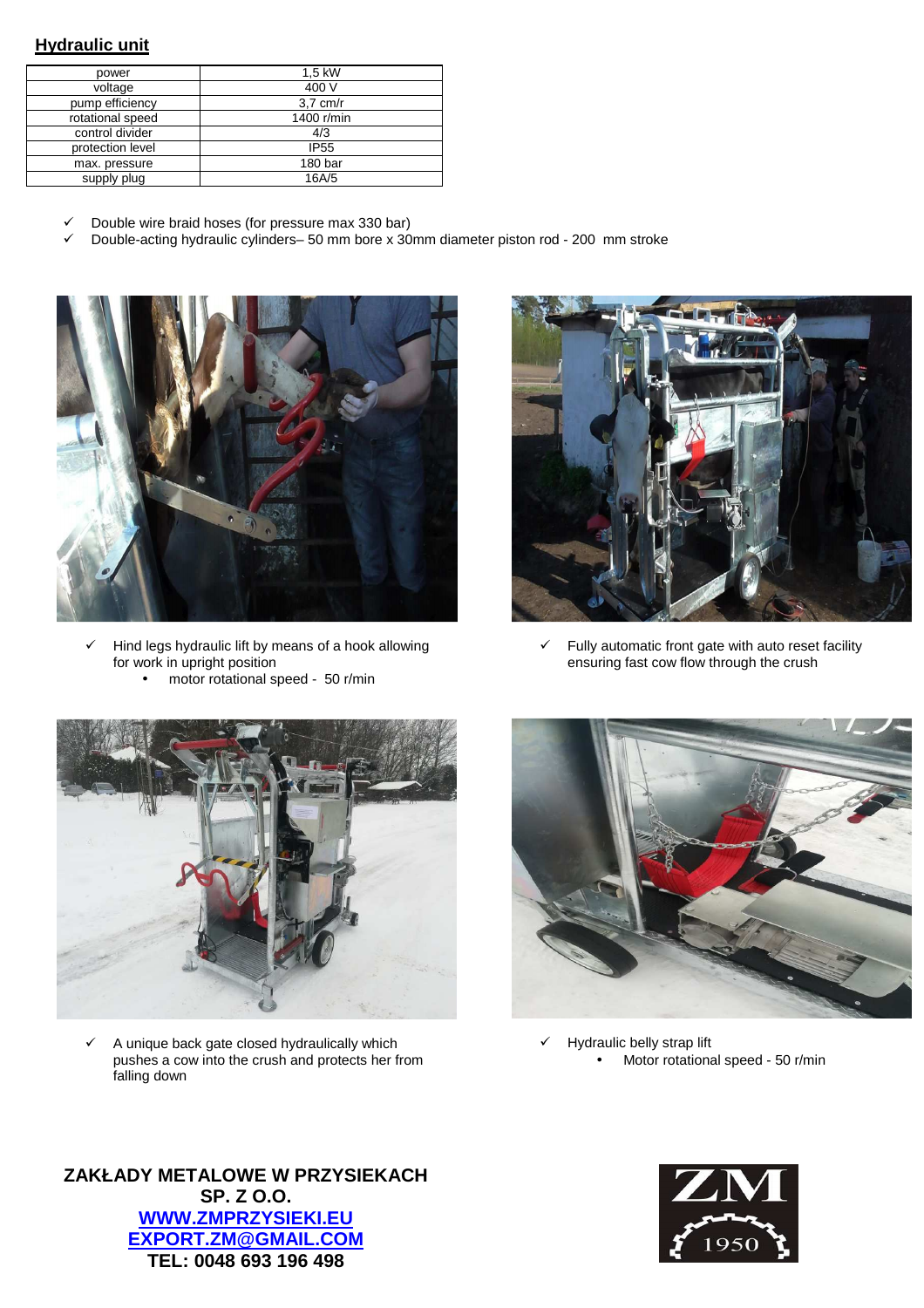## Hydraulic unit

| | |
|---|---|
| power | 1,5 kW |
| voltage | 400 V |
| pump efficiency | 3,7 cm/r |
| rotational speed | 1400 r/min |
| control divider | 4/3 |
| protection level | IP55 |
| max. pressure | 180 bar |
| supply plug | 16A/5 |

- ✓ Double wire braid hoses (for pressure max 330 bar)
- ✓ Double-acting hydraulic cylinders– 50 mm bore x 30mm diameter piston rod - 200 mm stroke

- ✓ Hind legs hydraulic lift by means of a hook allowing for work in upright position
  - motor rotational speed - 50 r/min

- ✓ Fully automatic front gate with auto reset facility ensuring fast cow flow through the crush

- ✓ A unique back gate closed hydraulically which pushes a cow into the crush and protects her from falling down

- ✓ Hydraulic belly strap lift
  - Motor rotational speed - 50 r/min

**ZAKŁADY METALOWE W PRZYSIEKACH SP. Z O.O.**
**WWW.ZMPRZYSIEKI.EU**
**EXPORT.ZM@GMAIL.COM**
**TEL: 0048 693 196 498**

ZM 1950